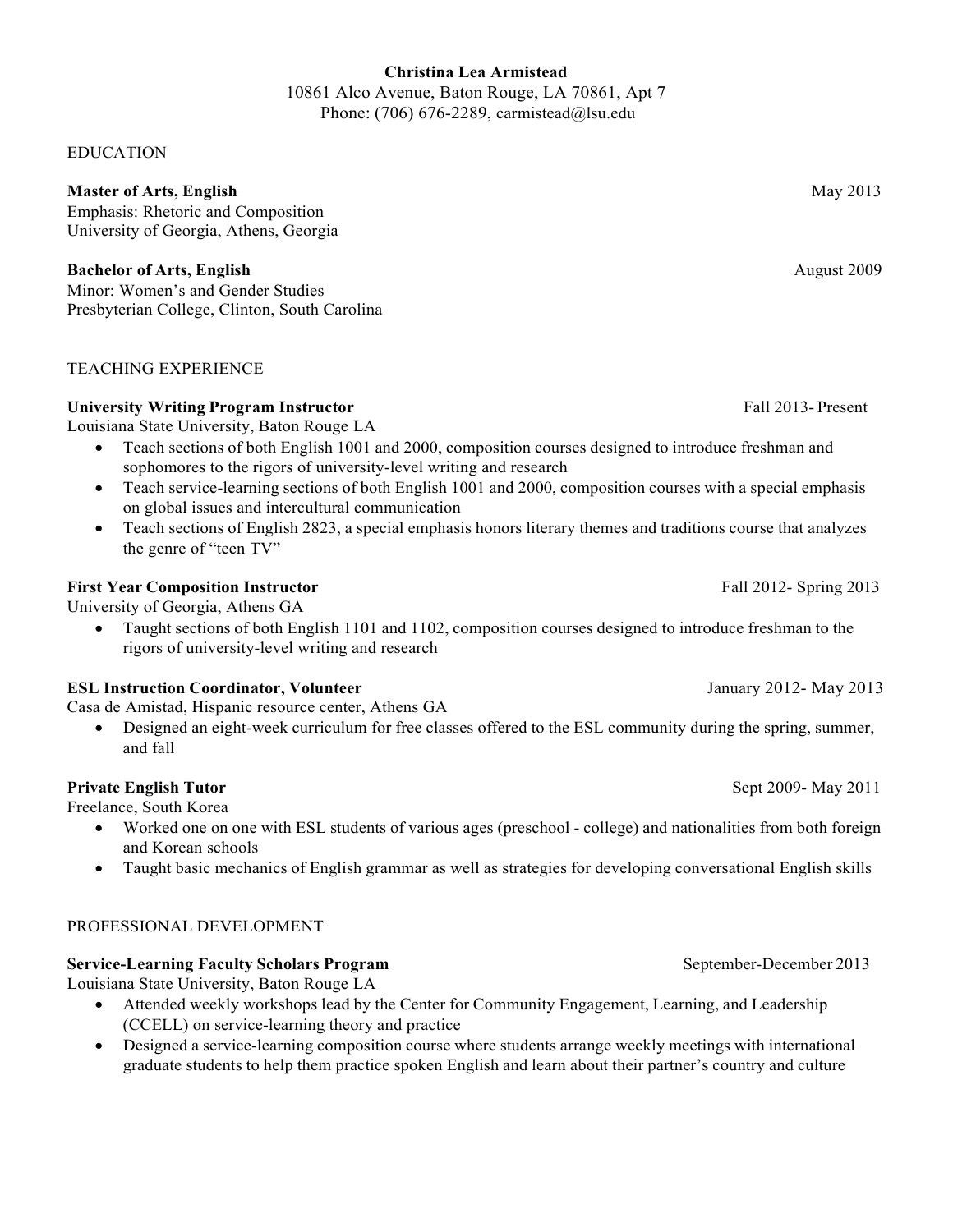**Christina Lea Armistead**
10861 Alco Avenue, Baton Rouge, LA 70861, Apt 7
Phone: (706) 676-2289, carmistead@lsu.edu

## EDUCATION

**Master of Arts, English** May 2013
Emphasis: Rhetoric and Composition
University of Georgia, Athens, Georgia

**Bachelor of Arts, English** August 2009
Minor: Women's and Gender Studies
Presbyterian College, Clinton, South Carolina

## TEACHING EXPERIENCE

**University Writing Program Instructor** Fall 2013- Present
Louisiana State University, Baton Rouge LA

- Teach sections of both English 1001 and 2000, composition courses designed to introduce freshman and sophomores to the rigors of university-level writing and research
- Teach service-learning sections of both English 1001 and 2000, composition courses with a special emphasis on global issues and intercultural communication
- Teach sections of English 2823, a special emphasis honors literary themes and traditions course that analyzes the genre of "teen TV"

**First Year Composition Instructor** Fall 2012- Spring 2013
University of Georgia, Athens GA

- Taught sections of both English 1101 and 1102, composition courses designed to introduce freshman to the rigors of university-level writing and research

**ESL Instruction Coordinator, Volunteer** January 2012- May 2013
Casa de Amistad, Hispanic resource center, Athens GA

- Designed an eight-week curriculum for free classes offered to the ESL community during the spring, summer, and fall

**Private English Tutor** Sept 2009- May 2011
Freelance, South Korea

- Worked one on one with ESL students of various ages (preschool - college) and nationalities from both foreign and Korean schools
- Taught basic mechanics of English grammar as well as strategies for developing conversational English skills

## PROFESSIONAL DEVELOPMENT

**Service-Learning Faculty Scholars Program** September-December 2013
Louisiana State University, Baton Rouge LA

- Attended weekly workshops lead by the Center for Community Engagement, Learning, and Leadership (CCELL) on service-learning theory and practice
- Designed a service-learning composition course where students arrange weekly meetings with international graduate students to help them practice spoken English and learn about their partner's country and culture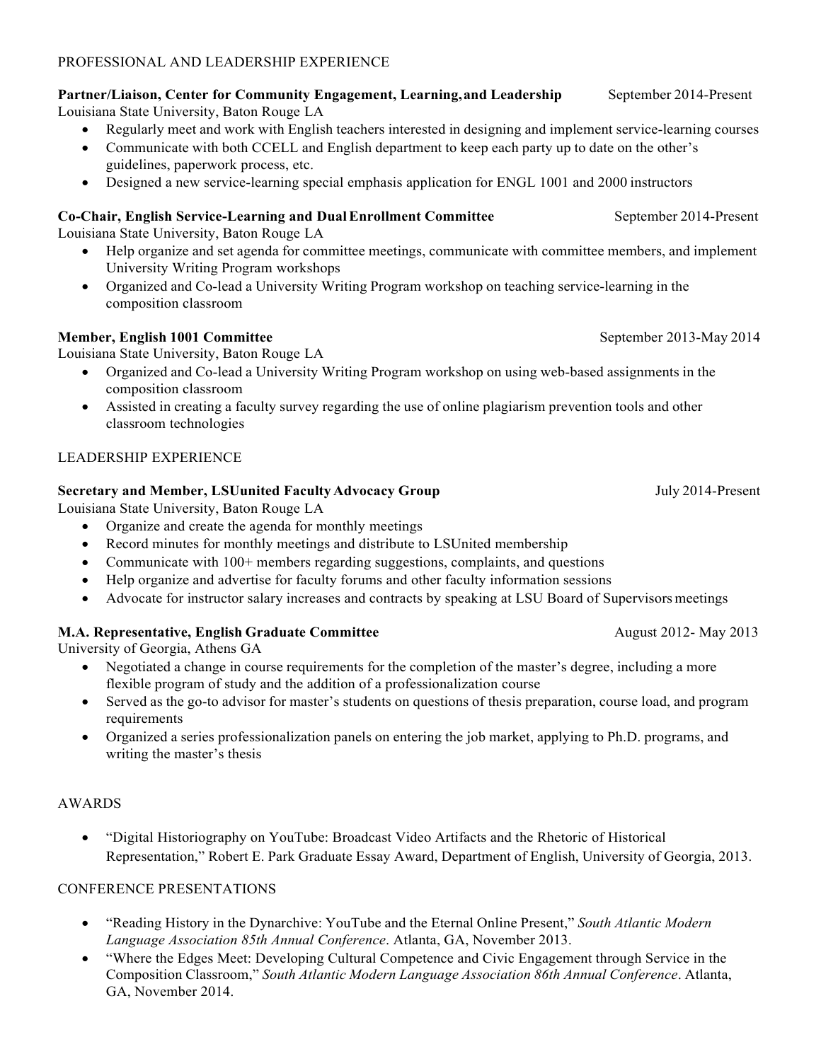## PROFESSIONAL AND LEADERSHIP EXPERIENCE

**Partner/Liaison, Center for Community Engagement, Learning, and Leadership** September 2014-Present
Louisiana State University, Baton Rouge LA

- Regularly meet and work with English teachers interested in designing and implement service-learning courses
- Communicate with both CCELL and English department to keep each party up to date on the other's guidelines, paperwork process, etc.
- Designed a new service-learning special emphasis application for ENGL 1001 and 2000 instructors

**Co-Chair, English Service-Learning and Dual Enrollment Committee** September 2014-Present
Louisiana State University, Baton Rouge LA

- Help organize and set agenda for committee meetings, communicate with committee members, and implement University Writing Program workshops
- Organized and Co-lead a University Writing Program workshop on teaching service-learning in the composition classroom

**Member, English 1001 Committee** September 2013-May 2014
Louisiana State University, Baton Rouge LA

- Organized and Co-lead a University Writing Program workshop on using web-based assignments in the composition classroom
- Assisted in creating a faculty survey regarding the use of online plagiarism prevention tools and other classroom technologies

## LEADERSHIP EXPERIENCE

**Secretary and Member, LSUunited Faculty Advocacy Group** July 2014-Present
Louisiana State University, Baton Rouge LA

- Organize and create the agenda for monthly meetings
- Record minutes for monthly meetings and distribute to LSUnited membership
- Communicate with 100+ members regarding suggestions, complaints, and questions
- Help organize and advertise for faculty forums and other faculty information sessions
- Advocate for instructor salary increases and contracts by speaking at LSU Board of Supervisors meetings

**M.A. Representative, English Graduate Committee** August 2012- May 2013
University of Georgia, Athens GA

- Negotiated a change in course requirements for the completion of the master's degree, including a more flexible program of study and the addition of a professionalization course
- Served as the go-to advisor for master's students on questions of thesis preparation, course load, and program requirements
- Organized a series professionalization panels on entering the job market, applying to Ph.D. programs, and writing the master's thesis

## AWARDS

- "Digital Historiography on YouTube: Broadcast Video Artifacts and the Rhetoric of Historical Representation," Robert E. Park Graduate Essay Award, Department of English, University of Georgia, 2013.

## CONFERENCE PRESENTATIONS

- "Reading History in the Dynarchive: YouTube and the Eternal Online Present," *South Atlantic Modern Language Association 85th Annual Conference*. Atlanta, GA, November 2013.
- "Where the Edges Meet: Developing Cultural Competence and Civic Engagement through Service in the Composition Classroom," *South Atlantic Modern Language Association 86th Annual Conference*. Atlanta, GA, November 2014.